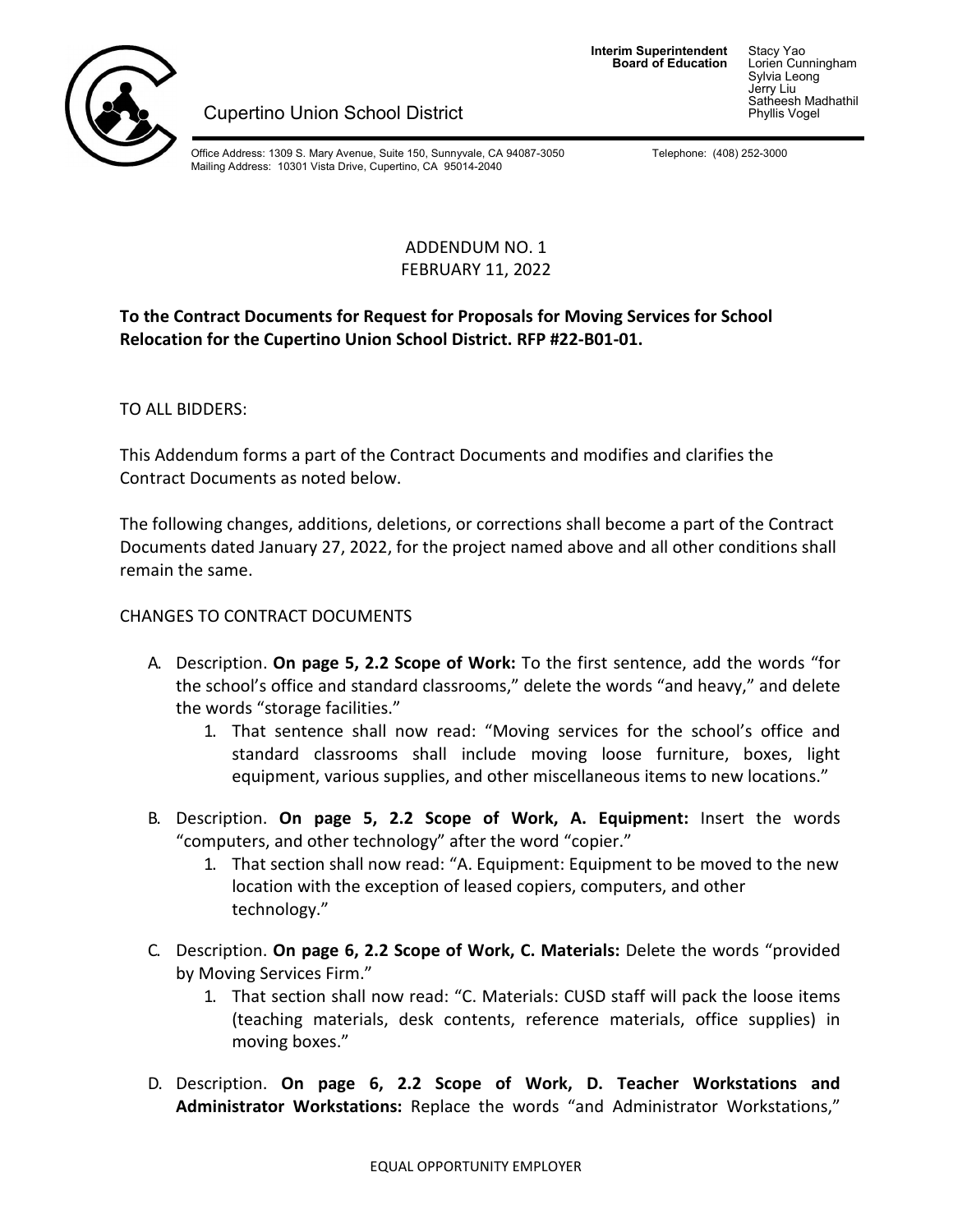Cupertino Union School District

**Interim Superintendent** Stacy Yao
**Board of Education** Lorien Cunningham
Sylvia Leong
Jerry Liu
Satheesh Madhathil
Phyllis Vogel

Office Address: 1309 S. Mary Avenue, Suite 150, Sunnyvale, CA 94087-3050
Mailing Address: 10301 Vista Drive, Cupertino, CA 95014-2040
Telephone: (408) 252-3000

ADDENDUM NO. 1
FEBRUARY 11, 2022

**To the Contract Documents for Request for Proposals for Moving Services for School Relocation for the Cupertino Union School District. RFP #22-B01-01.**

TO ALL BIDDERS:

This Addendum forms a part of the Contract Documents and modifies and clarifies the Contract Documents as noted below.

The following changes, additions, deletions, or corrections shall become a part of the Contract Documents dated January 27, 2022, for the project named above and all other conditions shall remain the same.

CHANGES TO CONTRACT DOCUMENTS

A. Description. **On page 5, 2.2 Scope of Work:** To the first sentence, add the words "for the school's office and standard classrooms," delete the words "and heavy," and delete the words "storage facilities."
   1. That sentence shall now read: "Moving services for the school's office and standard classrooms shall include moving loose furniture, boxes, light equipment, various supplies, and other miscellaneous items to new locations."

B. Description. **On page 5, 2.2 Scope of Work, A. Equipment:** Insert the words "computers, and other technology" after the word "copier."
   1. That section shall now read: "A. Equipment: Equipment to be moved to the new location with the exception of leased copiers, computers, and other technology."

C. Description. **On page 6, 2.2 Scope of Work, C. Materials:** Delete the words "provided by Moving Services Firm."
   1. That section shall now read: "C. Materials: CUSD staff will pack the loose items (teaching materials, desk contents, reference materials, office supplies) in moving boxes."

D. Description. **On page 6, 2.2 Scope of Work, D. Teacher Workstations and Administrator Workstations:** Replace the words "and Administrator Workstations,"

EQUAL OPPORTUNITY EMPLOYER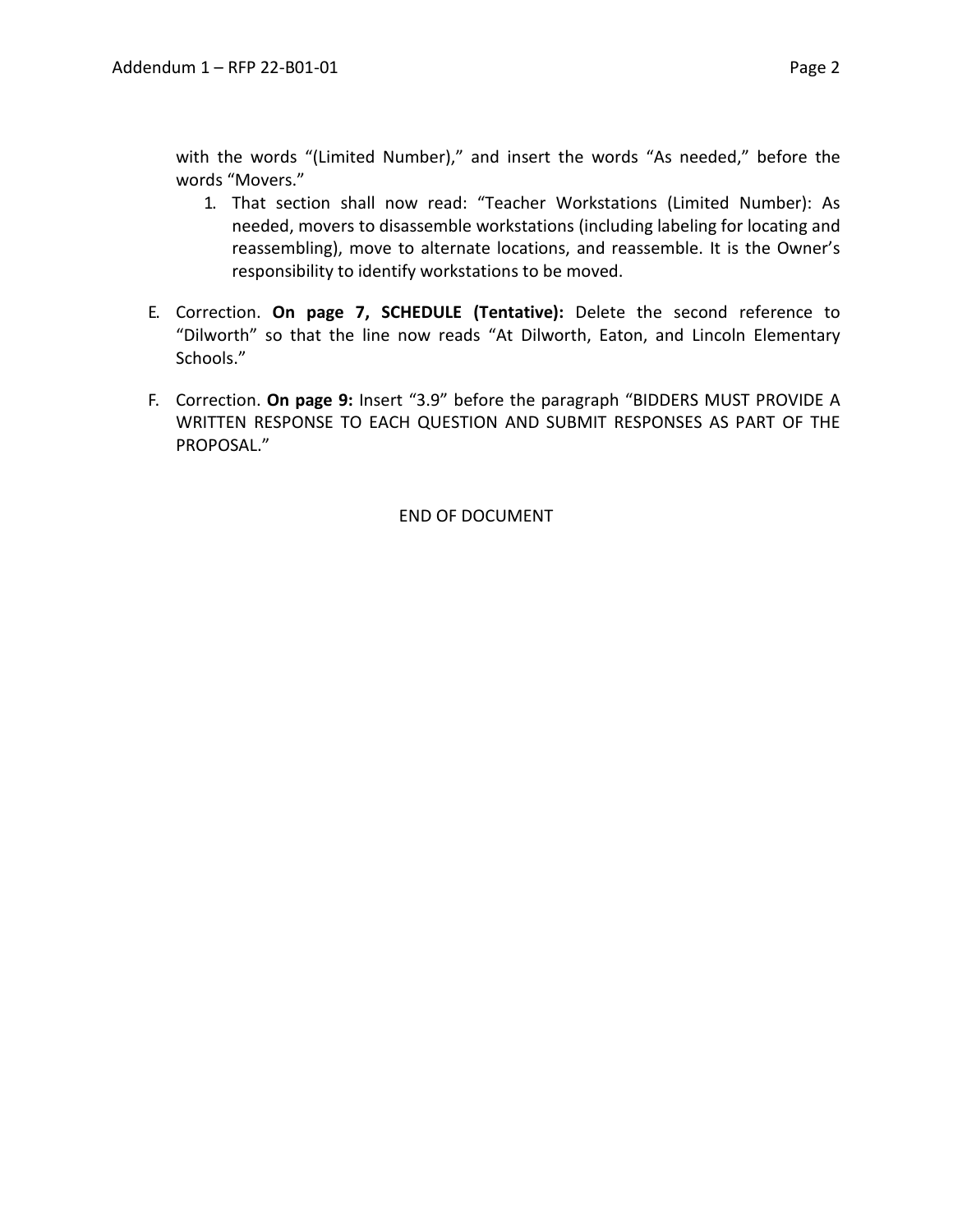with the words “(Limited Number),” and insert the words “As needed,” before the words “Movers.”

1. That section shall now read: “Teacher Workstations (Limited Number): As needed, movers to disassemble workstations (including labeling for locating and reassembling), move to alternate locations, and reassemble. It is the Owner’s responsibility to identify workstations to be moved.

E. Correction. **On page 7, SCHEDULE (Tentative):** Delete the second reference to “Dilworth” so that the line now reads “At Dilworth, Eaton, and Lincoln Elementary Schools.”

F. Correction. **On page 9:** Insert “3.9” before the paragraph “BIDDERS MUST PROVIDE A WRITTEN RESPONSE TO EACH QUESTION AND SUBMIT RESPONSES AS PART OF THE PROPOSAL.”

END OF DOCUMENT